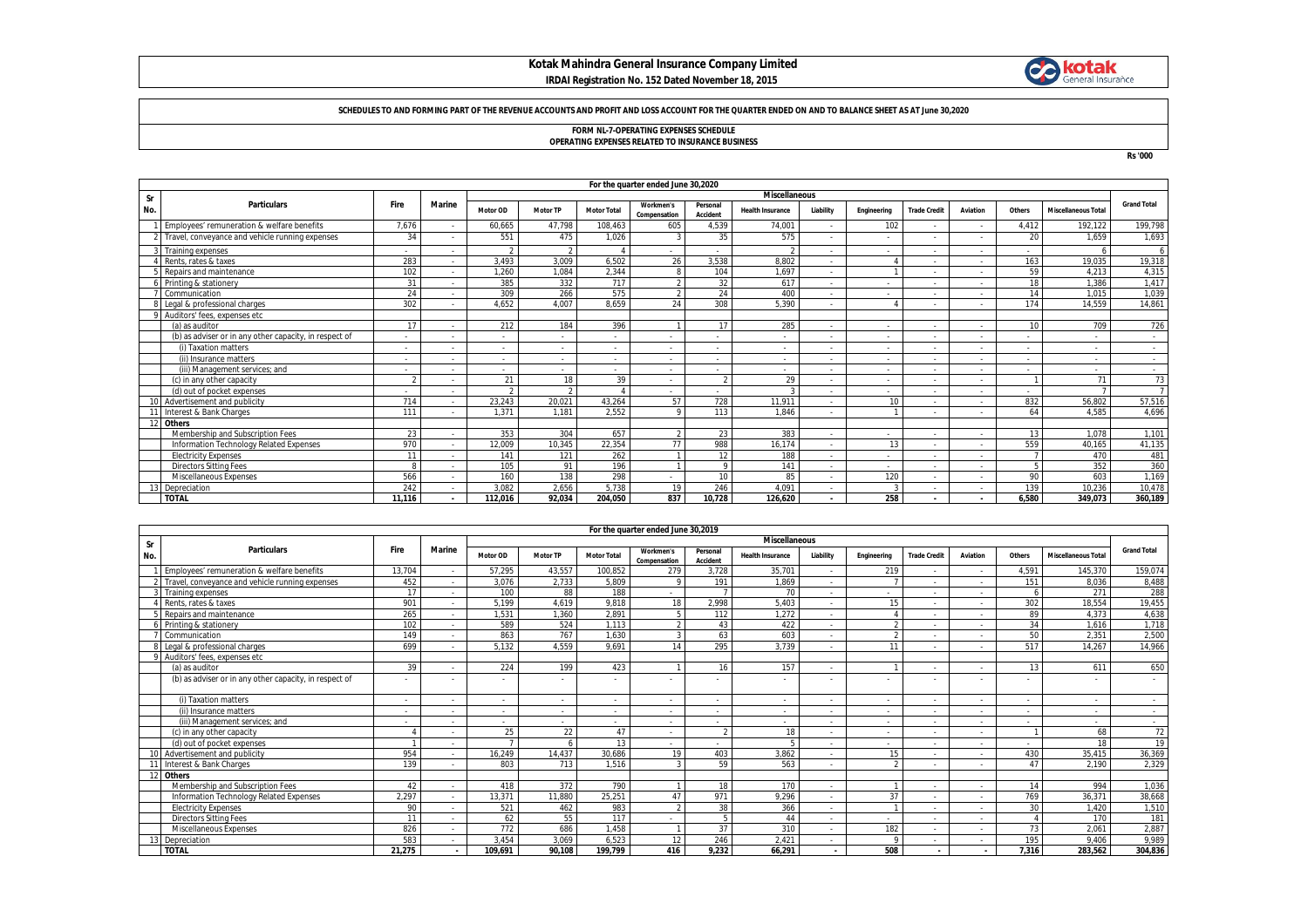# Kotak Mahindra General Insurance Company Limited

**IRDAI Registration No. 152 Dated November 18, 2015**

**SCHEDULES TO AND FORMING PART OF THE REVENUE ACCOUNTS AND PROFIT AND LOSS ACCOUNT FOR THE QUARTER ENDED ON AND TO BALANCE SHEET AS AT June 30,2020**

**FORM NL-7-OPERATING EXPENSES SCHEDULE**
**OPERATING EXPENSES RELATED TO INSURANCE BUSINESS**

Rs '000

| Sr No. | Particulars | For the quarter ended June 30,2020 | | | | | | | | | | | | | | | |
|---|---|---|---|---|---|---|---|---|---|---|---|---|---|---|---|---|---|
| | | Fire | Marine | Miscellaneous | | | | | | | | | | | | | Grand Total |
| | | | | Motor OD | Motor TP | Motor Total | Workmen's Compensation | Personal Accident | Health Insurance | Liability | Engineering | Trade Credit | Aviation | Others | Miscellaneous Total | |
| 1 | Employees' remuneration & welfare benefits | 7,676 | - | 60,665 | 47,798 | 108,463 | 605 | 4,539 | 74,001 | - | 102 | - | - | 4,412 | 192,122 | 199,798 |
| 2 | Travel, conveyance and vehicle running expenses | 34 | - | 551 | 475 | 1,026 | 3 | 35 | 575 | - | - | - | - | 20 | 1,659 | 1,693 |
| 3 | Training expenses | - | - | 2 | 2 | 4 | - | - | 2 | - | - | - | - | - | 6 | 6 |
| 4 | Rents, rates & taxes | 283 | - | 3,493 | 3,009 | 6,502 | 26 | 3,538 | 8,802 | - | 4 | - | - | 163 | 19,035 | 19,318 |
| 5 | Repairs and maintenance | 102 | - | 1,260 | 1,084 | 2,344 | 8 | 104 | 1,697 | - | 1 | - | - | 59 | 4,213 | 4,315 |
| 6 | Printing & stationery | 31 | - | 385 | 332 | 717 | 2 | 32 | 617 | - | - | - | - | 18 | 1,386 | 1,417 |
| 7 | Communication | 24 | - | 309 | 266 | 575 | 2 | 24 | 400 | - | - | - | - | 14 | 1,015 | 1,039 |
| 8 | Legal & professional charges | 302 | - | 4,652 | 4,007 | 8,659 | 24 | 308 | 5,390 | - | 4 | - | - | 174 | 14,559 | 14,861 |
| 9 | Auditors' fees, expenses etc | | | | | | | | | | | | | | | |
| | (a) as auditor | 17 | - | 212 | 184 | 396 | 1 | 17 | 285 | - | - | - | - | 10 | 709 | 726 |
| | (b) as adviser or in any other capacity, in respect of | - | - | - | - | - | - | - | - | - | - | - | - | - | - | - |
| | (i) Taxation matters | - | - | - | - | - | - | - | - | - | - | - | - | - | - | - |
| | (ii) Insurance matters | - | - | - | - | - | - | - | - | - | - | - | - | - | - | - |
| | (iii) Management services; and | - | - | - | - | - | - | - | - | - | - | - | - | - | - | - |
| | (c) in any other capacity | 2 | - | 21 | 18 | 39 | - | 2 | 29 | - | - | - | - | 1 | 71 | 73 |
| | (d) out of pocket expenses | - | - | 2 | 2 | 4 | - | - | 3 | - | - | - | - | - | 7 | 7 |
| 10 | Advertisement and publicity | 714 | - | 23,243 | 20,021 | 43,264 | 57 | 728 | 11,911 | - | 10 | - | - | 832 | 56,802 | 57,516 |
| 11 | Interest & Bank Charges | 111 | - | 1,371 | 1,181 | 2,552 | 9 | 113 | 1,846 | - | 1 | - | - | 64 | 4,585 | 4,696 |
| 12 | **Others** | | | | | | | | | | | | | | | |
| | Membership and Subscription Fees | 23 | - | 353 | 304 | 657 | 2 | 23 | 383 | - | - | - | - | 13 | 1,078 | 1,101 |
| | Information Technology Related Expenses | 970 | - | 12,009 | 10,345 | 22,354 | 77 | 988 | 16,174 | - | 13 | - | - | 559 | 40,165 | 41,135 |
| | Electricity Expenses | 11 | - | 141 | 121 | 262 | 1 | 12 | 188 | - | - | - | - | 7 | 470 | 481 |
| | Directors Sitting Fees | 8 | - | 105 | 91 | 196 | 1 | 9 | 141 | - | - | - | - | 5 | 352 | 360 |
| | Miscellaneous Expenses | 566 | - | 160 | 138 | 298 | - | 10 | 85 | - | 120 | - | - | 90 | 603 | 1,169 |
| 13 | Depreciation | 242 | - | 3,082 | 2,656 | 5,738 | 19 | 246 | 4,091 | - | 3 | - | - | 139 | 10,236 | 10,478 |
| | **TOTAL** | **11,116** | **-** | **112,016** | **92,034** | **204,050** | **837** | **10,728** | **126,620** | **-** | **258** | **-** | **-** | **6,580** | **349,073** | **360,189** |

| Sr No. | Particulars | For the quarter ended June 30,2019 | | | | | | | | | | | | | | | |
|---|---|---|---|---|---|---|---|---|---|---|---|---|---|---|---|---|---|
| | | Fire | Marine | Miscellaneous | | | | | | | | | | | | | Grand Total |
| | | | | Motor OD | Motor TP | Motor Total | Workmen's Compensation | Personal Accident | Health Insurance | Liability | Engineering | Trade Credit | Aviation | Others | Miscellaneous Total | |
| 1 | Employees' remuneration & welfare benefits | 13,704 | - | 57,295 | 43,557 | 100,852 | 279 | 3,728 | 35,701 | - | 219 | - | - | 4,591 | 145,370 | 159,074 |
| 2 | Travel, conveyance and vehicle running expenses | 452 | - | 3,076 | 2,733 | 5,809 | 9 | 191 | 1,869 | - | 7 | - | - | 151 | 8,036 | 8,488 |
| 3 | Training expenses | 17 | - | 100 | 88 | 188 | - | 7 | 70 | - | - | - | - | 6 | 271 | 288 |
| 4 | Rents, rates & taxes | 901 | - | 5,199 | 4,619 | 9,818 | 18 | 2,998 | 5,403 | - | 15 | - | - | 302 | 18,554 | 19,455 |
| 5 | Repairs and maintenance | 265 | - | 1,531 | 1,360 | 2,891 | 5 | 112 | 1,272 | - | 4 | - | - | 89 | 4,373 | 4,638 |
| 6 | Printing & stationery | 102 | - | 589 | 524 | 1,113 | 2 | 43 | 422 | - | 2 | - | - | 34 | 1,616 | 1,718 |
| 7 | Communication | 149 | - | 863 | 767 | 1,630 | 3 | 63 | 603 | - | 2 | - | - | 50 | 2,351 | 2,500 |
| 8 | Legal & professional charges | 699 | - | 5,132 | 4,559 | 9,691 | 14 | 295 | 3,739 | - | 11 | - | - | 517 | 14,267 | 14,966 |
| 9 | Auditors' fees, expenses etc | | | | | | | | | | | | | | | |
| | (a) as auditor | 39 | - | 224 | 199 | 423 | 1 | 16 | 157 | - | 1 | - | - | 13 | 611 | 650 |
| | (b) as adviser or in any other capacity, in respect of | - | - | - | - | - | - | - | - | - | - | - | - | - | - | - |
| | (i) Taxation matters | - | - | - | - | - | - | - | - | - | - | - | - | - | - | - |
| | (ii) Insurance matters | - | - | - | - | - | - | - | - | - | - | - | - | - | - | - |
| | (iii) Management services; and | - | - | - | - | - | - | - | - | - | - | - | - | - | - | - |
| | (c) in any other capacity | 4 | - | 25 | 22 | 47 | - | 2 | 18 | - | - | - | - | 1 | 68 | 72 |
| | (d) out of pocket expenses | 1 | - | 7 | 6 | 13 | - | - | 5 | - | - | - | - | - | 18 | 19 |
| 10 | Advertisement and publicity | 954 | - | 16,249 | 14,437 | 30,686 | 19 | 403 | 3,862 | - | 15 | - | - | 430 | 35,415 | 36,369 |
| 11 | Interest & Bank Charges | 139 | - | 803 | 713 | 1,516 | 3 | 59 | 563 | - | 2 | - | - | 47 | 2,190 | 2,329 |
| 12 | **Others** | | | | | | | | | | | | | | | |
| | Membership and Subscription Fees | 42 | - | 418 | 372 | 790 | 1 | 18 | 170 | - | 1 | - | - | 14 | 994 | 1,036 |
| | Information Technology Related Expenses | 2,297 | - | 13,371 | 11,880 | 25,251 | 47 | 971 | 9,296 | - | 37 | - | - | 769 | 36,371 | 38,668 |
| | Electricity Expenses | 90 | - | 521 | 462 | 983 | 2 | 38 | 366 | - | 1 | - | - | 30 | 1,420 | 1,510 |
| | Directors Sitting Fees | 11 | - | 62 | 55 | 117 | - | 5 | 44 | - | - | - | - | 4 | 170 | 181 |
| | Miscellaneous Expenses | 826 | - | 772 | 686 | 1,458 | 1 | 37 | 310 | - | 182 | - | - | 73 | 2,061 | 2,887 |
| 13 | Depreciation | 583 | - | 3,454 | 3,069 | 6,523 | 12 | 246 | 2,421 | - | 9 | - | - | 195 | 9,406 | 9,989 |
| | **TOTAL** | **21,275** | **-** | **109,691** | **90,108** | **199,799** | **416** | **9,232** | **66,291** | **-** | **508** | **-** | **-** | **7,316** | **283,562** | **304,836** |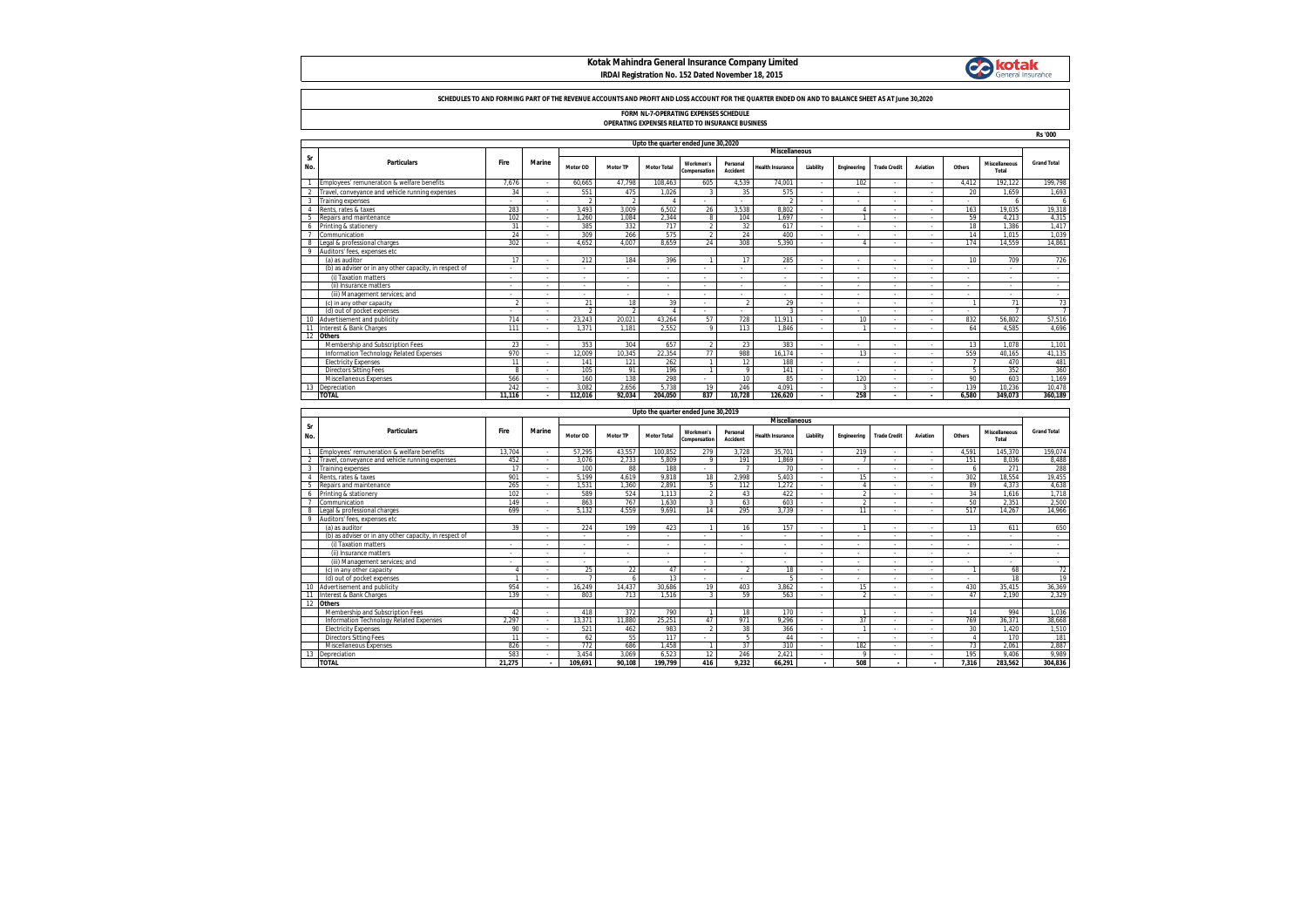# Kotak Mahindra General Insurance Company Limited

**IRDAI Registration No. 152 Dated November 18, 2015**

**SCHEDULES TO AND FORMING PART OF THE REVENUE ACCOUNTS AND PROFIT AND LOSS ACCOUNT FOR THE QUARTER ENDED ON AND TO BALANCE SHEET AS AT June 30,2020**

**FORM NL-7-OPERATING EXPENSES SCHEDULE**

**OPERATING EXPENSES RELATED TO INSURANCE BUSINESS**

Rs '000

| | | | | Upto the quarter ended June 30,2020 | | | | | | | | | | | | | |
|---|---|---|---|---|---|---|---|---|---|---|---|---|---|---|---|---|---|
| | | | | Miscellaneous | | | | | | | | | | | | | |
| Sr No. | Particulars | Fire | Marine | Motor OD | Motor TP | Motor Total | Workmen's Compensation | Personal Accident | Health Insurance | Liability | Engineering | Trade Credit | Aviation | Others | Miscellaneous Total | Grand Total |
| 1 | Employees' remuneration & welfare benefits | 7,676 | - | 60,665 | 47,798 | 108,463 | 605 | 4,539 | 74,001 | - | 102 | - | - | 4,412 | 192,122 | 199,798 |
| 2 | Travel, conveyance and vehicle running expenses | 34 | - | 551 | 475 | 1,026 | 3 | 35 | 575 | - | - | - | - | 20 | 1,659 | 1,693 |
| 3 | Training expenses | - | - | 2 | 2 | 4 | - | - | 2 | - | - | - | - | - | 6 | 6 |
| 4 | Rents, rates & taxes | 283 | - | 3,493 | 3,009 | 6,502 | 26 | 3,538 | 8,802 | - | 4 | - | - | 163 | 19,035 | 19,318 |
| 5 | Repairs and maintenance | 102 | - | 1,260 | 1,084 | 2,344 | 8 | 104 | 1,697 | - | 1 | - | - | 59 | 4,213 | 4,315 |
| 6 | Printing & stationery | 31 | - | 385 | 332 | 717 | 2 | 32 | 617 | - | - | - | - | 18 | 1,386 | 1,417 |
| 7 | Communication | 24 | - | 309 | 266 | 575 | 2 | 24 | 400 | - | - | - | - | 14 | 1,015 | 1,039 |
| 8 | Legal & professional charges | 302 | - | 4,652 | 4,007 | 8,659 | 24 | 308 | 5,390 | - | 4 | - | - | 174 | 14,559 | 14,861 |
| 9 | Auditors' fees, expenses etc | | | | | | | | | | | | | | | |
| | (a) as auditor | 17 | - | 212 | 184 | 396 | 1 | 17 | 285 | - | - | - | - | 10 | 709 | 726 |
| | (b) as adviser or in any other capacity, in respect of | - | - | - | - | - | - | - | - | - | - | - | - | - | - | - |
| | (i) Taxation matters | - | - | - | - | - | - | - | - | - | - | - | - | - | - | - |
| | (ii) Insurance matters | - | - | - | - | - | - | - | - | - | - | - | - | - | - | - |
| | (iii) Management services; and | - | - | - | - | - | - | - | - | - | - | - | - | - | - | - |
| | (c) in any other capacity | 2 | - | 21 | 18 | 39 | - | 2 | 29 | - | - | - | - | 1 | 71 | 73 |
| | (d) out of pocket expenses | - | - | 2 | 2 | 4 | - | - | 3 | - | - | - | - | - | 7 | 7 |
| 10 | Advertisement and publicity | 714 | - | 23,243 | 20,021 | 43,264 | 57 | 728 | 11,911 | - | 10 | - | - | 832 | 56,802 | 57,516 |
| 11 | Interest & Bank Charges | 111 | - | 1,371 | 1,181 | 2,552 | 9 | 113 | 1,846 | - | 1 | - | - | 64 | 4,585 | 4,696 |
| 12 | Others | | | | | | | | | | | | | | | |
| | Membership and Subscription Fees | 23 | - | 353 | 304 | 657 | 2 | 23 | 383 | - | - | - | - | 13 | 1,078 | 1,101 |
| | Information Technology Related Expenses | 970 | - | 12,009 | 10,345 | 22,354 | 77 | 988 | 16,174 | - | 13 | - | - | 559 | 40,165 | 41,135 |
| | Electricity Expenses | 11 | - | 141 | 121 | 262 | 1 | 12 | 188 | - | - | - | - | 7 | 470 | 481 |
| | Directors Sitting Fees | 8 | - | 105 | 91 | 196 | 1 | 9 | 141 | - | - | - | - | 5 | 352 | 360 |
| | Miscellaneous Expenses | 566 | - | 160 | 138 | 298 | - | 10 | 85 | - | 120 | - | - | 90 | 603 | 1,169 |
| 13 | Depreciation | 242 | - | 3,082 | 2,656 | 5,738 | 19 | 246 | 4,091 | - | 3 | - | - | 139 | 10,236 | 10,478 |
| | **TOTAL** | **11,116** | **-** | **112,016** | **92,034** | **204,050** | **837** | **10,728** | **126,620** | **-** | **258** | **-** | **-** | **6,580** | **349,073** | **360,189** |

| | | | | Upto the quarter ended June 30,2019 | | | | | | | | | | | | | |
|---|---|---|---|---|---|---|---|---|---|---|---|---|---|---|---|---|---|
| | | | | Miscellaneous | | | | | | | | | | | | | |
| Sr No. | Particulars | Fire | Marine | Motor OD | Motor TP | Motor Total | Workmen's Compensation | Personal Accident | Health Insurance | Liability | Engineering | Trade Credit | Aviation | Others | Miscellaneous Total | Grand Total |
| 1 | Employees' remuneration & welfare benefits | 13,704 | - | 57,295 | 43,557 | 100,852 | 279 | 3,728 | 35,701 | - | 219 | - | - | 4,591 | 145,370 | 159,074 |
| 2 | Travel, conveyance and vehicle running expenses | 452 | - | 3,076 | 2,733 | 5,809 | 9 | 191 | 1,869 | - | 7 | - | - | 151 | 8,036 | 8,488 |
| 3 | Training expenses | 17 | - | 100 | 88 | 188 | - | 7 | 70 | - | - | - | - | 6 | 271 | 288 |
| 4 | Rents, rates & taxes | 901 | - | 5,199 | 4,619 | 9,818 | 18 | 2,998 | 5,403 | - | 15 | - | - | 302 | 18,554 | 19,455 |
| 5 | Repairs and maintenance | 265 | - | 1,531 | 1,360 | 2,891 | 5 | 112 | 1,272 | - | 4 | - | - | 89 | 4,373 | 4,638 |
| 6 | Printing & stationery | 102 | - | 589 | 524 | 1,113 | 2 | 43 | 422 | - | 2 | - | - | 34 | 1,616 | 1,718 |
| 7 | Communication | 149 | - | 863 | 767 | 1,630 | 3 | 63 | 603 | - | 2 | - | - | 50 | 2,351 | 2,500 |
| 8 | Legal & professional charges | 699 | - | 5,132 | 4,559 | 9,691 | 14 | 295 | 3,739 | - | 11 | - | - | 517 | 14,267 | 14,966 |
| 9 | Auditors' fees, expenses etc | | | | | | | | | | | | | | | |
| | (a) as auditor | 39 | - | 224 | 199 | 423 | 1 | 16 | 157 | - | 1 | - | - | 13 | 611 | 650 |
| | (b) as adviser or in any other capacity, in respect of | - | - | - | - | - | - | - | - | - | - | - | - | - | - | - |
| | (i) Taxation matters | - | - | - | - | - | - | - | - | - | - | - | - | - | - | - |
| | (ii) Insurance matters | - | - | - | - | - | - | - | - | - | - | - | - | - | - | - |
| | (iii) Management services; and | - | - | - | - | - | - | - | - | - | - | - | - | - | - | - |
| | (c) in any other capacity | 4 | - | 25 | 22 | 47 | - | 2 | 18 | - | - | - | - | 1 | 68 | 72 |
| | (d) out of pocket expenses | 1 | - | 7 | 6 | 13 | - | - | 5 | - | - | - | - | - | 18 | 19 |
| 10 | Advertisement and publicity | 954 | - | 16,249 | 14,437 | 30,686 | 19 | 403 | 3,862 | - | 15 | - | - | 430 | 35,415 | 36,369 |
| 11 | Interest & Bank Charges | 139 | - | 803 | 713 | 1,516 | 3 | 59 | 563 | - | 2 | - | - | 47 | 2,190 | 2,329 |
| 12 | Others | | | | | | | | | | | | | | | |
| | Membership and Subscription Fees | 42 | - | 418 | 372 | 790 | 1 | 18 | 170 | - | 1 | - | - | 14 | 994 | 1,036 |
| | Information Technology Related Expenses | 2,297 | - | 13,371 | 11,880 | 25,251 | 47 | 971 | 9,296 | - | 37 | - | - | 769 | 36,371 | 38,668 |
| | Electricity Expenses | 90 | - | 521 | 462 | 983 | 2 | 38 | 366 | - | 1 | - | - | 30 | 1,420 | 1,510 |
| | Directors Sitting Fees | 11 | - | 62 | 55 | 117 | - | 5 | 44 | - | - | - | - | 4 | 170 | 181 |
| | Miscellaneous Expenses | 826 | - | 772 | 686 | 1,458 | 1 | 37 | 310 | - | 182 | - | - | 73 | 2,061 | 2,887 |
| 13 | Depreciation | 583 | - | 3,454 | 3,069 | 6,523 | 12 | 246 | 2,421 | - | 9 | - | - | 195 | 9,406 | 9,989 |
| | **TOTAL** | **21,275** | **-** | **109,691** | **90,108** | **199,799** | **416** | **9,232** | **66,291** | **-** | **508** | **-** | **-** | **7,316** | **283,562** | **304,836** |